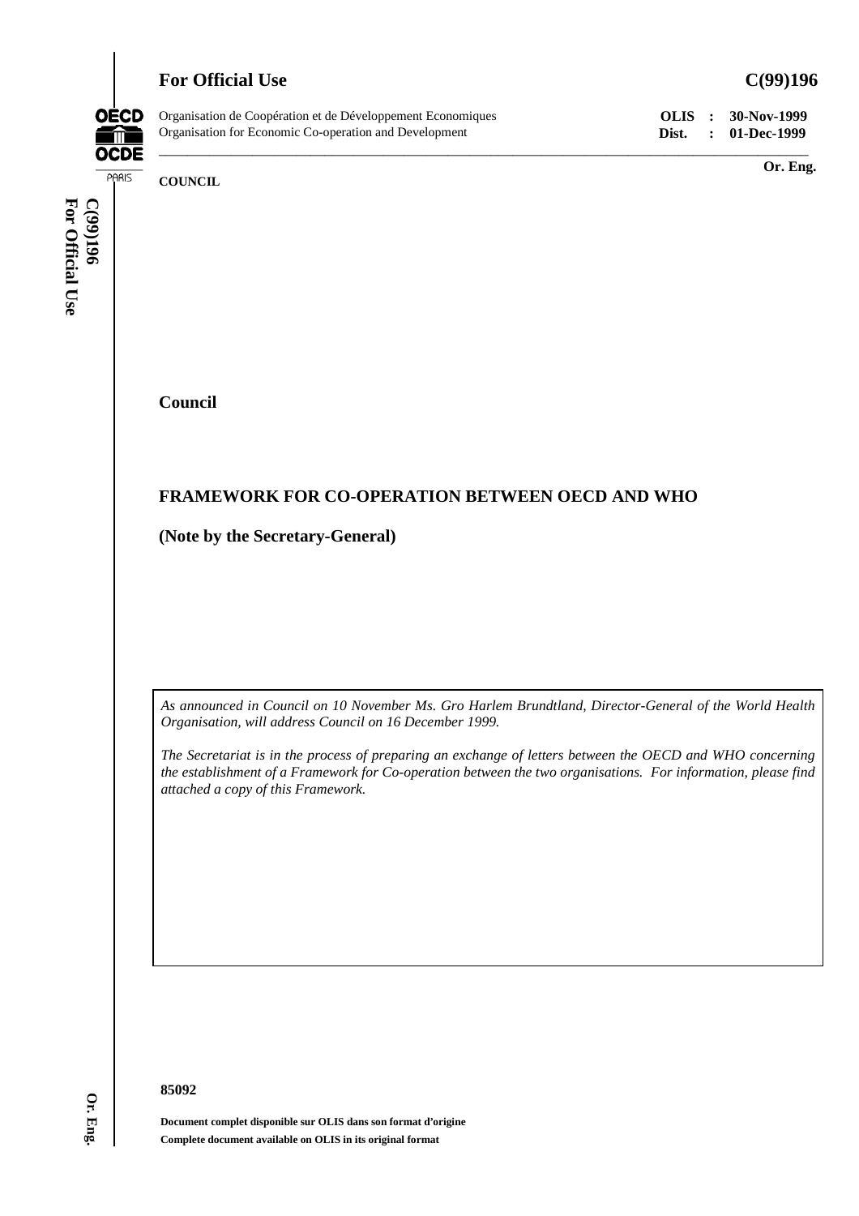**For Official Use** **C(99)196**

Organisation de Coopération et de Développement Economiques
Organisation for Economic Co-operation and Development

**OLIS : 30-Nov-1999**
**Dist. : 01-Dec-1999**

**Or. Eng.**

**COUNCIL**

**Council**

## FRAMEWORK FOR CO-OPERATION BETWEEN OECD AND WHO

**(Note by the Secretary-General)**

*As announced in Council on 10 November Ms. Gro Harlem Brundtland, Director-General of the World Health Organisation, will address Council on 16 December 1999.*

*The Secretariat is in the process of preparing an exchange of letters between the OECD and WHO concerning the establishment of a Framework for Co-operation between the two organisations. For information, please find attached a copy of this Framework.*

**85092**

**Document complet disponible sur OLIS dans son format d'origine**
**Complete document available on OLIS in its original format**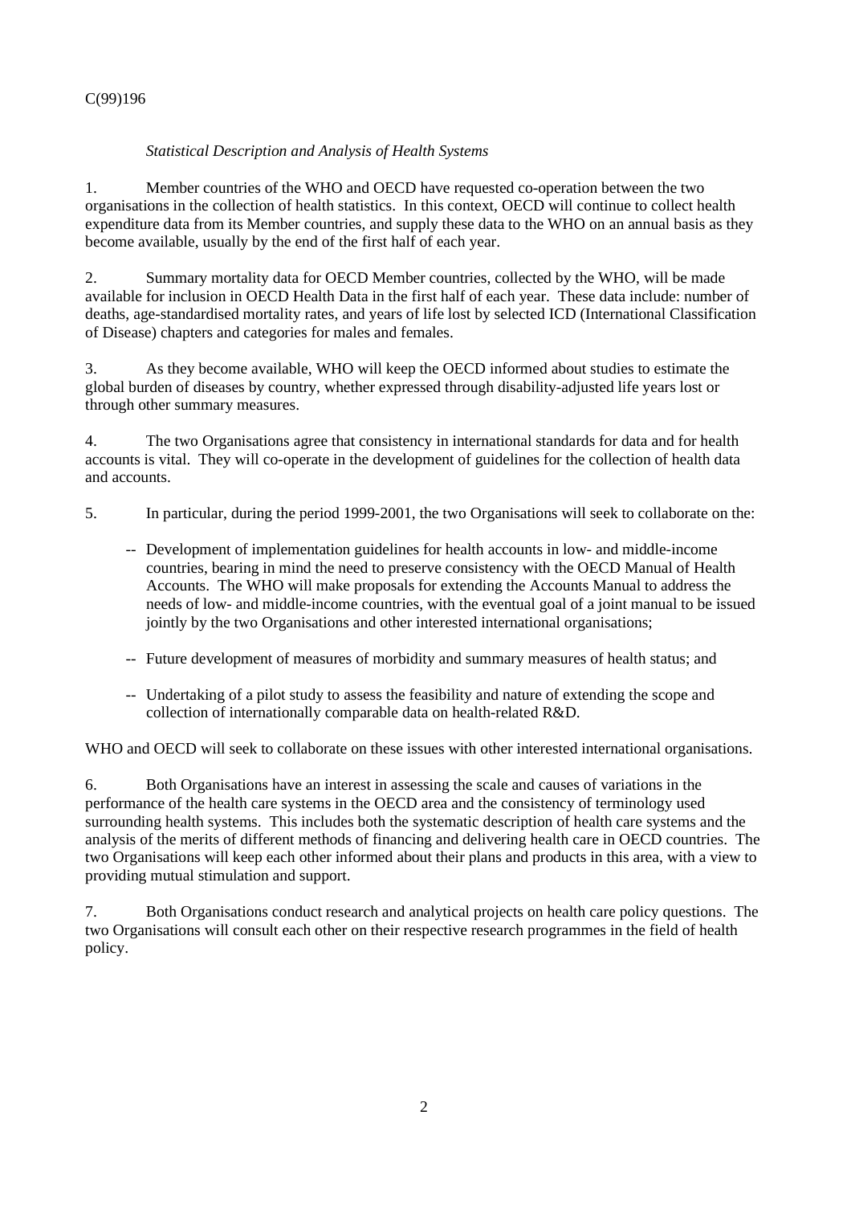*Statistical Description and Analysis of Health Systems*

1. Member countries of the WHO and OECD have requested co-operation between the two organisations in the collection of health statistics. In this context, OECD will continue to collect health expenditure data from its Member countries, and supply these data to the WHO on an annual basis as they become available, usually by the end of the first half of each year.

2. Summary mortality data for OECD Member countries, collected by the WHO, will be made available for inclusion in OECD Health Data in the first half of each year. These data include: number of deaths, age-standardised mortality rates, and years of life lost by selected ICD (International Classification of Disease) chapters and categories for males and females.

3. As they become available, WHO will keep the OECD informed about studies to estimate the global burden of diseases by country, whether expressed through disability-adjusted life years lost or through other summary measures.

4. The two Organisations agree that consistency in international standards for data and for health accounts is vital. They will co-operate in the development of guidelines for the collection of health data and accounts.

5. In particular, during the period 1999-2001, the two Organisations will seek to collaborate on the:

- Development of implementation guidelines for health accounts in low- and middle-income countries, bearing in mind the need to preserve consistency with the OECD Manual of Health Accounts. The WHO will make proposals for extending the Accounts Manual to address the needs of low- and middle-income countries, with the eventual goal of a joint manual to be issued jointly by the two Organisations and other interested international organisations;
- Future development of measures of morbidity and summary measures of health status; and
- Undertaking of a pilot study to assess the feasibility and nature of extending the scope and collection of internationally comparable data on health-related R&D.

WHO and OECD will seek to collaborate on these issues with other interested international organisations.

6. Both Organisations have an interest in assessing the scale and causes of variations in the performance of the health care systems in the OECD area and the consistency of terminology used surrounding health systems. This includes both the systematic description of health care systems and the analysis of the merits of different methods of financing and delivering health care in OECD countries. The two Organisations will keep each other informed about their plans and products in this area, with a view to providing mutual stimulation and support.

7. Both Organisations conduct research and analytical projects on health care policy questions. The two Organisations will consult each other on their respective research programmes in the field of health policy.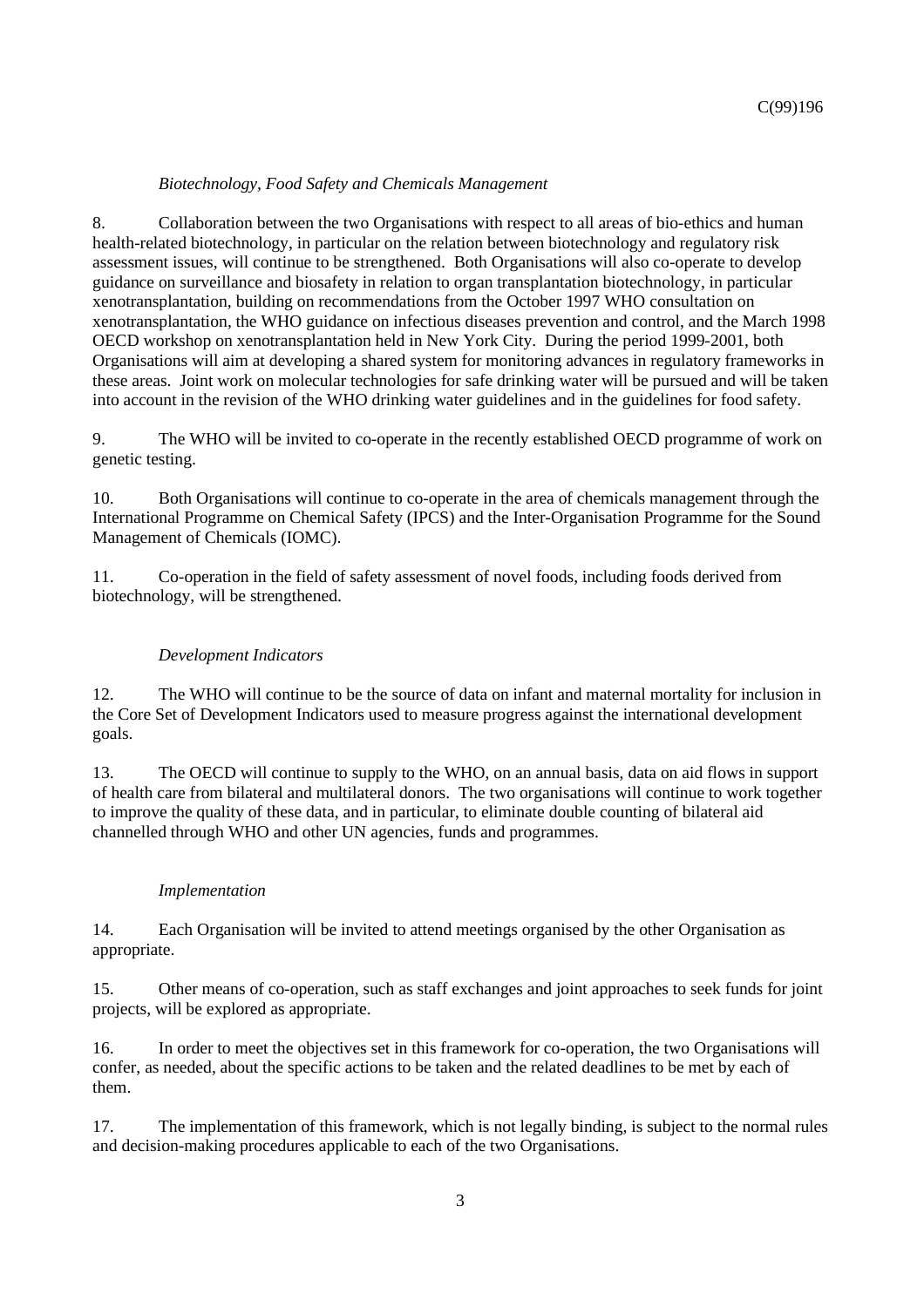*Biotechnology, Food Safety and Chemicals Management*

8. Collaboration between the two Organisations with respect to all areas of bio-ethics and human health-related biotechnology, in particular on the relation between biotechnology and regulatory risk assessment issues, will continue to be strengthened. Both Organisations will also co-operate to develop guidance on surveillance and biosafety in relation to organ transplantation biotechnology, in particular xenotransplantation, building on recommendations from the October 1997 WHO consultation on xenotransplantation, the WHO guidance on infectious diseases prevention and control, and the March 1998 OECD workshop on xenotransplantation held in New York City. During the period 1999-2001, both Organisations will aim at developing a shared system for monitoring advances in regulatory frameworks in these areas. Joint work on molecular technologies for safe drinking water will be pursued and will be taken into account in the revision of the WHO drinking water guidelines and in the guidelines for food safety.

9. The WHO will be invited to co-operate in the recently established OECD programme of work on genetic testing.

10. Both Organisations will continue to co-operate in the area of chemicals management through the International Programme on Chemical Safety (IPCS) and the Inter-Organisation Programme for the Sound Management of Chemicals (IOMC).

11. Co-operation in the field of safety assessment of novel foods, including foods derived from biotechnology, will be strengthened.

*Development Indicators*

12. The WHO will continue to be the source of data on infant and maternal mortality for inclusion in the Core Set of Development Indicators used to measure progress against the international development goals.

13. The OECD will continue to supply to the WHO, on an annual basis, data on aid flows in support of health care from bilateral and multilateral donors. The two organisations will continue to work together to improve the quality of these data, and in particular, to eliminate double counting of bilateral aid channelled through WHO and other UN agencies, funds and programmes.

*Implementation*

14. Each Organisation will be invited to attend meetings organised by the other Organisation as appropriate.

15. Other means of co-operation, such as staff exchanges and joint approaches to seek funds for joint projects, will be explored as appropriate.

16. In order to meet the objectives set in this framework for co-operation, the two Organisations will confer, as needed, about the specific actions to be taken and the related deadlines to be met by each of them.

17. The implementation of this framework, which is not legally binding, is subject to the normal rules and decision-making procedures applicable to each of the two Organisations.